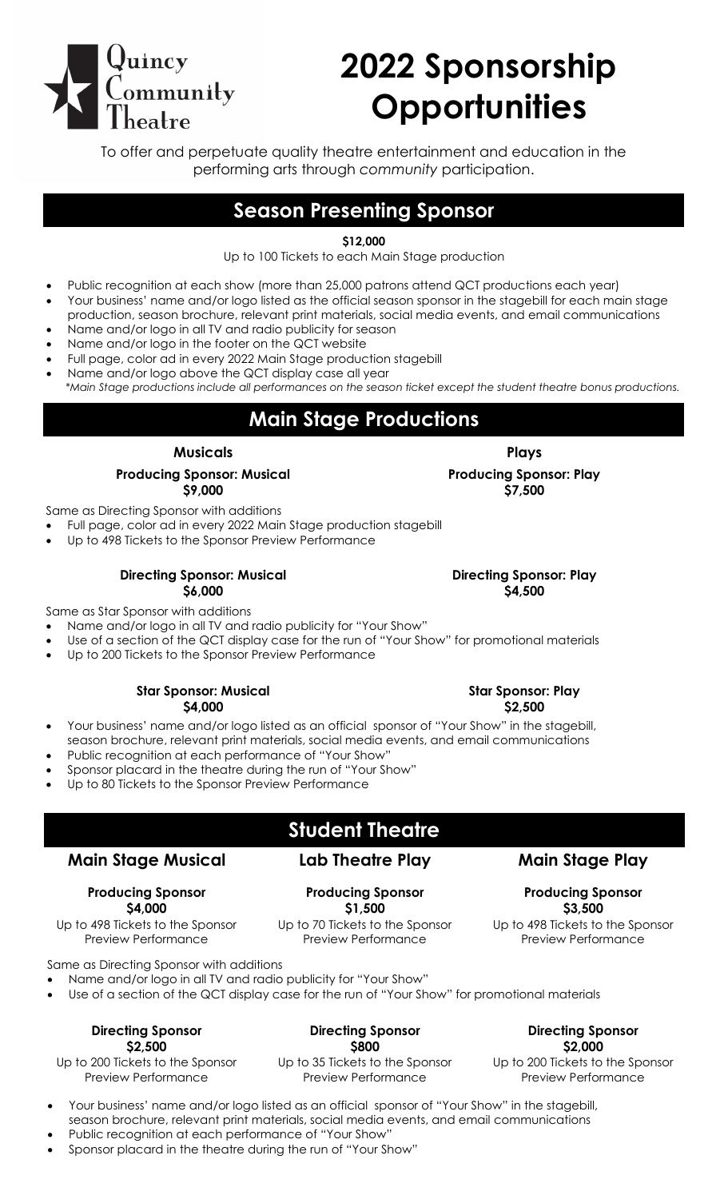Quincy Community Theatre

# 2022 Sponsorship Opportunities

To offer and perpetuate quality theatre entertainment and education in the performing arts through *community* participation.

## Season Presenting Sponsor

**$12,000**

Up to 100 Tickets to each Main Stage production

- Public recognition at each show (more than 25,000 patrons attend QCT productions each year)
- Your business' name and/or logo listed as the official season sponsor in the stagebill for each main stage production, season brochure, relevant print materials, social media events, and email communications
- Name and/or logo in all TV and radio publicity for season
- Name and/or logo in the footer on the QCT website
- Full page, color ad in every 2022 Main Stage production stagebill
- Name and/or logo above the QCT display case all year

*\*Main Stage productions include all performances on the season ticket except the student theatre bonus productions.*

## Main Stage Productions

| Musicals | Plays |
| --- | --- |
| **Producing Sponsor: Musical** **$9,000** | **Producing Sponsor: Play** **$7,500** |

Same as Directing Sponsor with additions

- Full page, color ad in every 2022 Main Stage production stagebill
- Up to 498 Tickets to the Sponsor Preview Performance

| Musicals | Plays |
| --- | --- |
| **Directing Sponsor: Musical** **$6,000** | **Directing Sponsor: Play** **$4,500** |

Same as Star Sponsor with additions

- Name and/or logo in all TV and radio publicity for "Your Show"
- Use of a section of the QCT display case for the run of "Your Show" for promotional materials
- Up to 200 Tickets to the Sponsor Preview Performance

| Musicals | Plays |
| --- | --- |
| **Star Sponsor: Musical** **$4,000** | **Star Sponsor: Play** **$2,500** |

- Your business' name and/or logo listed as an official sponsor of "Your Show" in the stagebill, season brochure, relevant print materials, social media events, and email communications
- Public recognition at each performance of "Your Show"
- Sponsor placard in the theatre during the run of "Your Show"
- Up to 80 Tickets to the Sponsor Preview Performance

## Student Theatre

| Main Stage Musical | Lab Theatre Play | Main Stage Play |
| --- | --- | --- |
| **Producing Sponsor** **$4,000** Up to 498 Tickets to the Sponsor Preview Performance | **Producing Sponsor** **$1,500** Up to 70 Tickets to the Sponsor Preview Performance | **Producing Sponsor** **$3,500** Up to 498 Tickets to the Sponsor Preview Performance |

Same as Directing Sponsor with additions

- Name and/or logo in all TV and radio publicity for "Your Show"
- Use of a section of the QCT display case for the run of "Your Show" for promotional materials

| Main Stage Musical | Lab Theatre Play | Main Stage Play |
| --- | --- | --- |
| **Directing Sponsor** **$2,500** Up to 200 Tickets to the Sponsor Preview Performance | **Directing Sponsor** **$800** Up to 35 Tickets to the Sponsor Preview Performance | **Directing Sponsor** **$2,000** Up to 200 Tickets to the Sponsor Preview Performance |

- Your business' name and/or logo listed as an official sponsor of "Your Show" in the stagebill, season brochure, relevant print materials, social media events, and email communications
- Public recognition at each performance of "Your Show"
- Sponsor placard in the theatre during the run of "Your Show"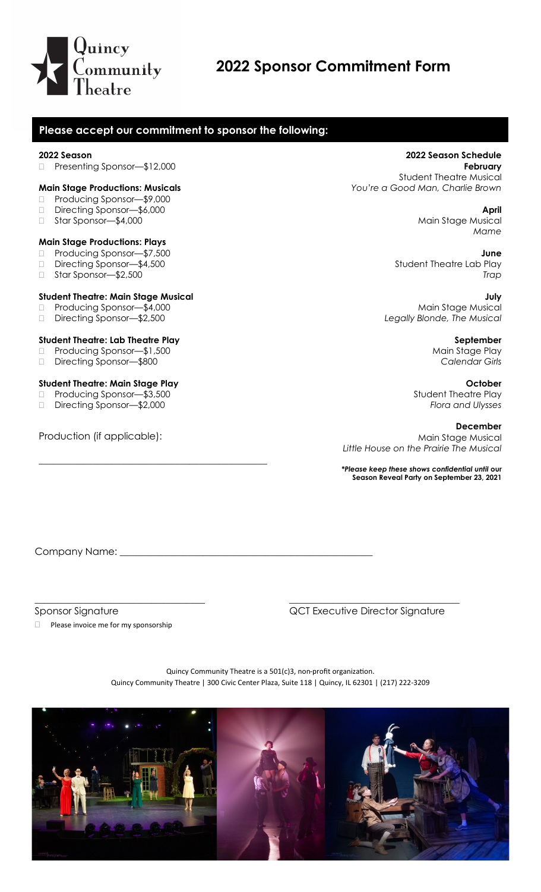Quincy Community Theatre

# 2022 Sponsor Commitment Form

## Please accept our commitment to sponsor the following:

**2022 Season**

- ☐ Presenting Sponsor—$12,000

**Main Stage Productions: Musicals**

- ☐ Producing Sponsor—$9,000
- ☐ Directing Sponsor—$6,000
- ☐ Star Sponsor—$4,000

**Main Stage Productions: Plays**

- ☐ Producing Sponsor—$7,500
- ☐ Directing Sponsor—$4,500
- ☐ Star Sponsor—$2,500

**Student Theatre: Main Stage Musical**

- ☐ Producing Sponsor—$4,000
- ☐ Directing Sponsor—$2,500

**Student Theatre: Lab Theatre Play**

- ☐ Producing Sponsor—$1,500
- ☐ Directing Sponsor—$800

**Student Theatre: Main Stage Play**

- ☐ Producing Sponsor—$3,500
- ☐ Directing Sponsor—$2,000

Production (if applicable):

______________________________________________

**2022 Season Schedule**

**February**
Student Theatre Musical
*You're a Good Man, Charlie Brown*

**April**
Main Stage Musical
*Mame*

**June**
Student Theatre Lab Play
*Trap*

**July**
Main Stage Musical
*Legally Blonde, The Musical*

**September**
Main Stage Play
*Calendar Girls*

**October**
Student Theatre Play
*Flora and Ulysses*

**December**
Main Stage Musical
*Little House on the Prairie The Musical*

***Please keep these shows confidential until* our Season Reveal Party on September 23, 2021**

Company Name: ______________________________________________

______________________________ ______________________________

Sponsor Signature QCT Executive Director Signature

☐ Please invoice me for my sponsorship

Quincy Community Theatre is a 501(c)3, non-profit organization.
Quincy Community Theatre | 300 Civic Center Plaza, Suite 118 | Quincy, IL 62301 | (217) 222-3209